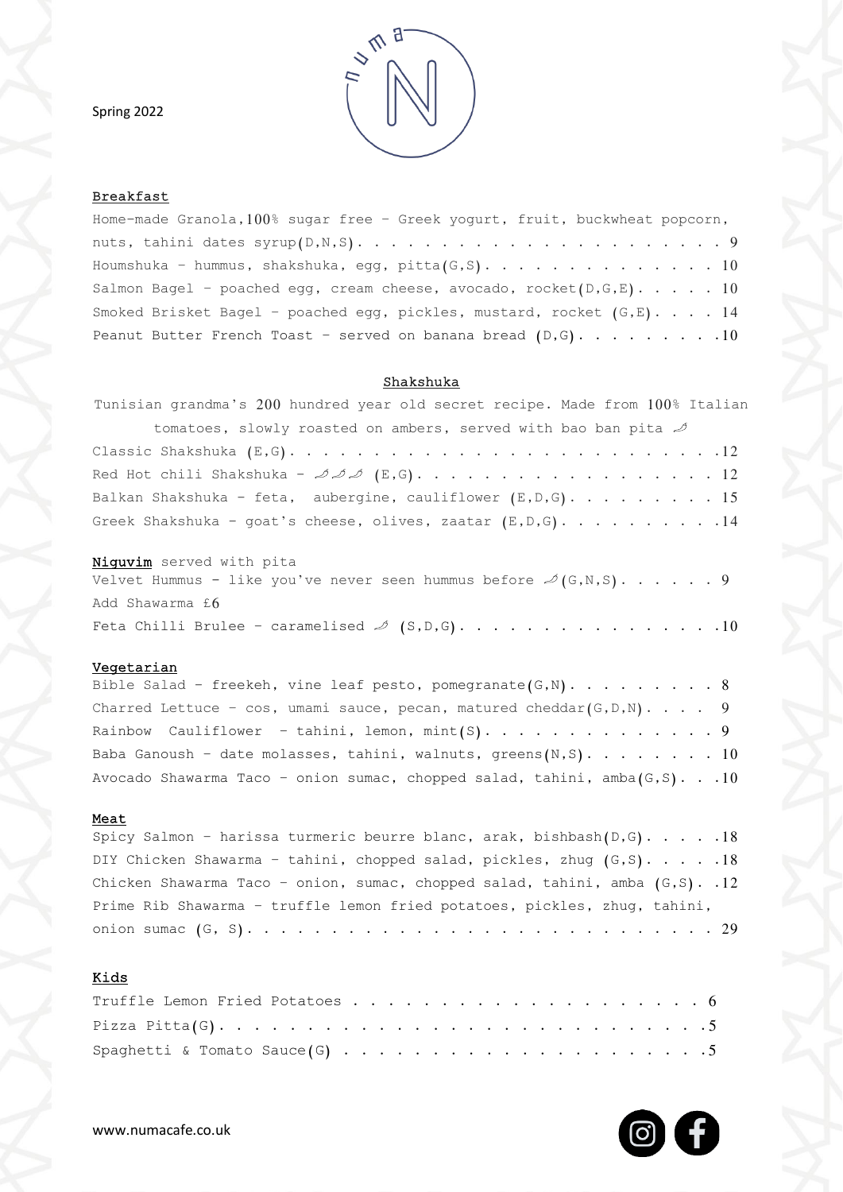Spring 2022

## Breakfast

Home-made Granola,100% sugar free – Greek yogurt, fruit, buckwheat popcorn, nuts, tahini dates syrup(D,N,S) . . . . . . . . . . . . . . . . . . . . . . . 9

Houmshuka – hummus, shakshuka, egg, pitta(G,S) . . . . . . . . . . . . . . 10

Salmon Bagel – poached egg, cream cheese, avocado, rocket(D,G,E) . . . . . 10

Smoked Brisket Bagel – poached egg, pickles, mustard, rocket (G,E) . . . . 14

Peanut Butter French Toast – served on banana bread (D,G) . . . . . . . . .10

## Shakshuka

Tunisian grandma's 200 hundred year old secret recipe. Made from 100% Italian tomatoes, slowly roasted on ambers, served with bao ban pita 🌶

Classic Shakshuka (E,G) . . . . . . . . . . . . . . . . . . . . . . . . .12

Red Hot chili Shakshuka – 🌶🌶🌶 (E,G) . . . . . . . . . . . . . . . . . . 12

Balkan Shakshuka – feta, aubergine, cauliflower (E,D,G) . . . . . . . . . 15

Greek Shakshuka – goat's cheese, olives, zaatar (E,D,G) . . . . . . . . . .14

## Niquvim

served with pita

Velvet Hummus – like you've never seen hummus before 🌶(G,N,S) . . . . . . 9

Add Shawarma £6

Feta Chilli Brulee – caramelised 🌶 (S,D,G) . . . . . . . . . . . . . . .10

## Vegetarian

Bible Salad – freekeh, vine leaf pesto, pomegranate(G,N) . . . . . . . . . 8

Charred Lettuce – cos, umami sauce, pecan, matured cheddar(G,D,N) . . . . 9

Rainbow Cauliflower – tahini, lemon, mint(S) . . . . . . . . . . . . . . 9

Baba Ganoush – date molasses, tahini, walnuts, greens(N,S) . . . . . . . . 10

Avocado Shawarma Taco – onion sumac, chopped salad, tahini, amba(G,S) . . .10

## Meat

Spicy Salmon – harissa turmeric beurre blanc, arak, bishbash(D,G) . . . . .18

DIY Chicken Shawarma – tahini, chopped salad, pickles, zhug (G,S) . . . . .18

Chicken Shawarma Taco – onion, sumac, chopped salad, tahini, amba (G,S) . .12

Prime Rib Shawarma – truffle lemon fried potatoes, pickles, zhug, tahini, onion sumac (G, S) . . . . . . . . . . . . . . . . . . . . . . . . . . . 29

## Kids

Truffle Lemon Fried Potatoes . . . . . . . . . . . . . . . . . . . . . 6

Pizza Pitta(G) . . . . . . . . . . . . . . . . . . . . . . . . . . . .5

Spaghetti & Tomato Sauce(G) . . . . . . . . . . . . . . . . . . . . . .5

www.numacafe.co.uk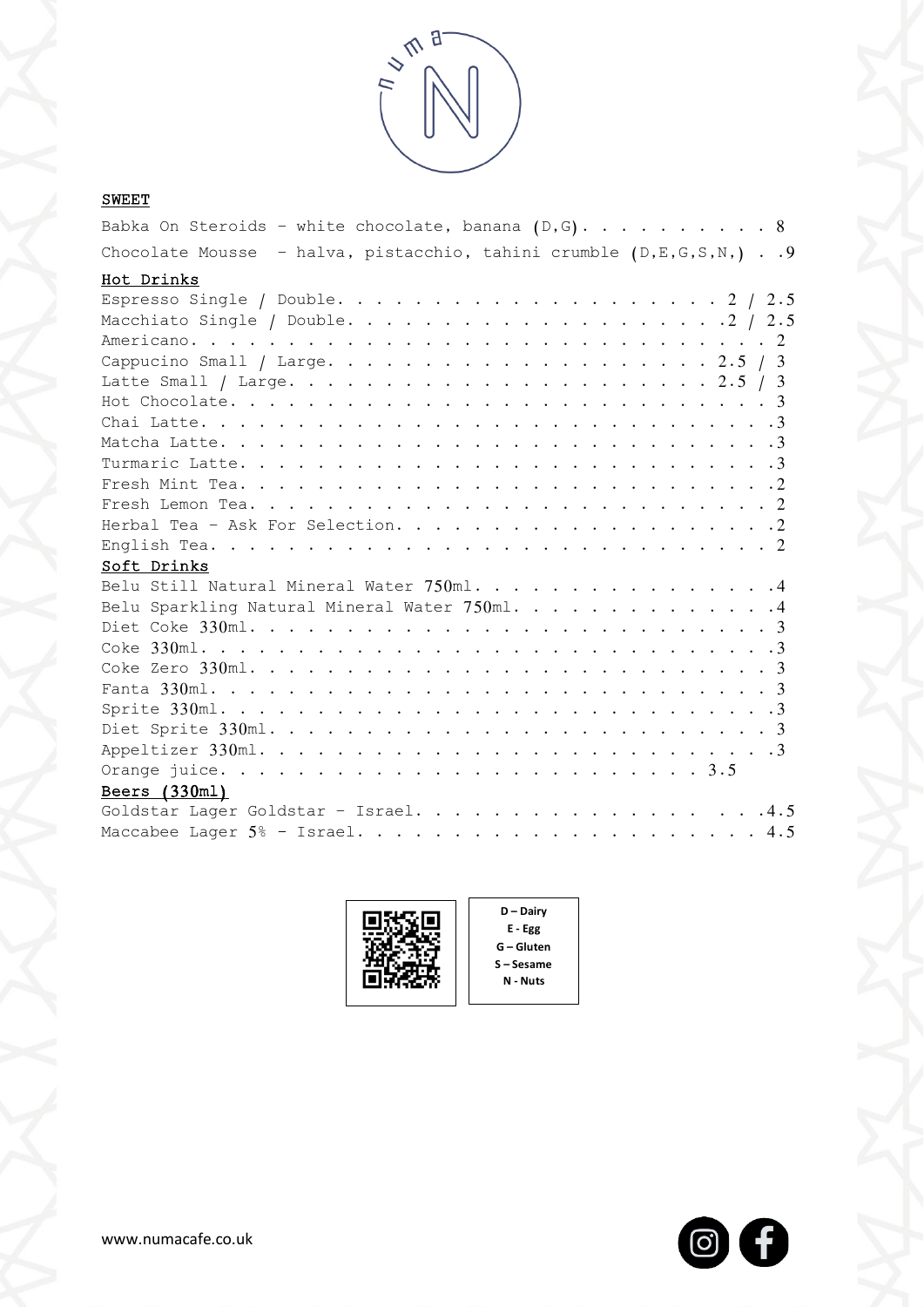## SWEET

Babka On Steroids – white chocolate, banana (D,G). . . . . . . . . . 8

Chocolate Mousse – halva, pistacchio, tahini crumble (D,E,G,S,N,) . .9

## Hot Drinks

Espresso Single / Double. . . . . . . . . . . . . . . . . . . . 2 / 2.5
Macchiato Single / Double. . . . . . . . . . . . . . . . . . . .2 / 2.5
Americano. . . . . . . . . . . . . . . . . . . . . . . . . . . . . 2
Cappucino Small / Large. . . . . . . . . . . . . . . . . . . . 2.5 / 3
Latte Small / Large. . . . . . . . . . . . . . . . . . . . . . 2.5 / 3
Hot Chocolate. . . . . . . . . . . . . . . . . . . . . . . . . . . 3
Chai Latte. . . . . . . . . . . . . . . . . . . . . . . . . . . . .3
Matcha Latte. . . . . . . . . . . . . . . . . . . . . . . . . . . .3
Turmaric Latte. . . . . . . . . . . . . . . . . . . . . . . . . . .3
Fresh Mint Tea. . . . . . . . . . . . . . . . . . . . . . . . . . .2
Fresh Lemon Tea. . . . . . . . . . . . . . . . . . . . . . . . . . 2
Herbal Tea – Ask For Selection. . . . . . . . . . . . . . . . . . .2
English Tea. . . . . . . . . . . . . . . . . . . . . . . . . . . . 2

## Soft Drinks

Belu Still Natural Mineral Water 750ml. . . . . . . . . . . . . . . .4
Belu Sparkling Natural Mineral Water 750ml. . . . . . . . . . . . . .4
Diet Coke 330ml. . . . . . . . . . . . . . . . . . . . . . . . . . 3
Coke 330ml. . . . . . . . . . . . . . . . . . . . . . . . . . . . .3
Coke Zero 330ml. . . . . . . . . . . . . . . . . . . . . . . . . . 3
Fanta 330ml. . . . . . . . . . . . . . . . . . . . . . . . . . . . 3
Sprite 330ml. . . . . . . . . . . . . . . . . . . . . . . . . . . .3
Diet Sprite 330ml. . . . . . . . . . . . . . . . . . . . . . . . . 3
Appeltizer 330ml. . . . . . . . . . . . . . . . . . . . . . . . . .3
Orange juice. . . . . . . . . . . . . . . . . . . . . . . . . 3.5

## Beers (330ml)

Goldstar Lager Goldstar – Israel. . . . . . . . . . . . . . . . . . .4.5
Maccabee Lager 5% – Israel. . . . . . . . . . . . . . . . . . . . . 4.5

D – Dairy
E - Egg
G – Gluten
S – Sesame
N - Nuts

www.numacafe.co.uk